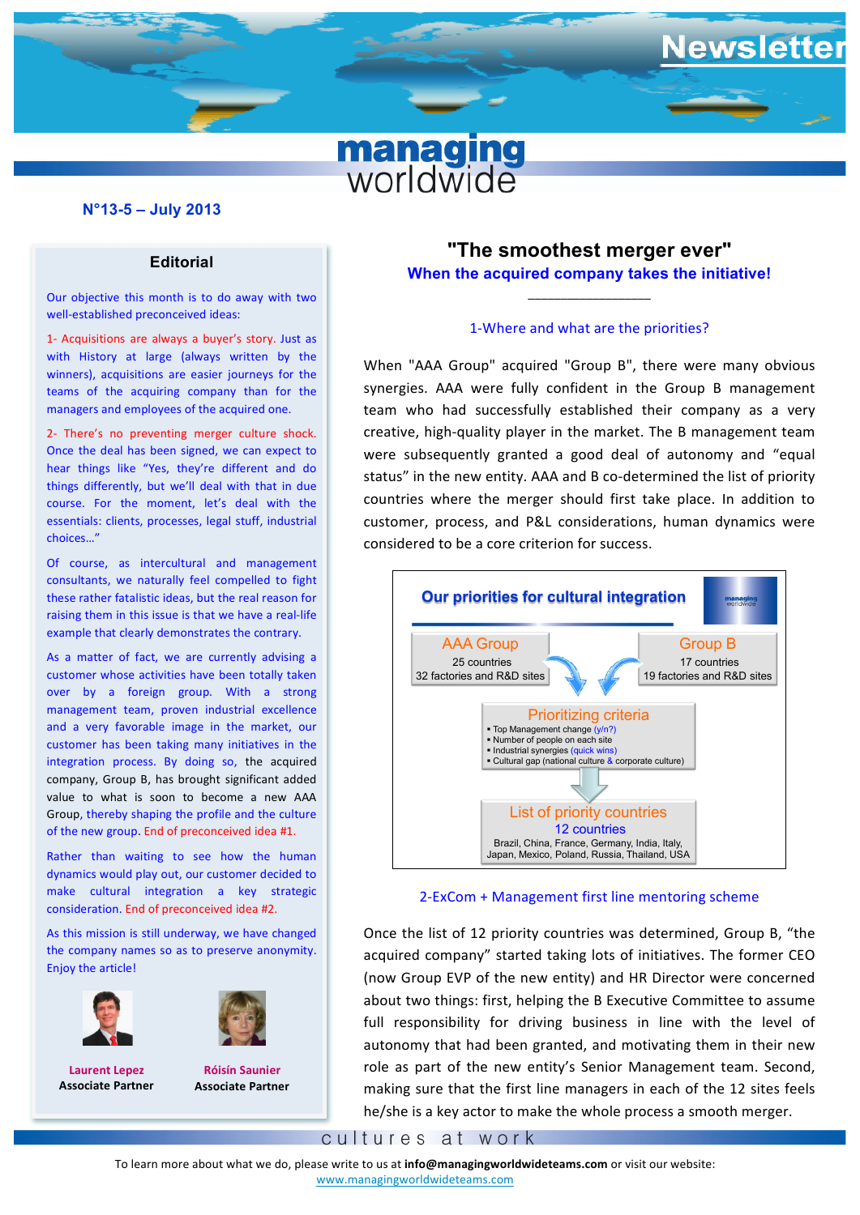# Newsletter

**managing worldwide**

**N°13-5 – July 2013**

## Editorial

Our objective this month is to do away with two well-established preconceived ideas:

1- Acquisitions are always a buyer's story. Just as with History at large (always written by the winners), acquisitions are easier journeys for the teams of the acquiring company than for the managers and employees of the acquired one.

2- There's no preventing merger culture shock. Once the deal has been signed, we can expect to hear things like "Yes, they're different and do things differently, but we'll deal with that in due course. For the moment, let's deal with the essentials: clients, processes, legal stuff, industrial choices..."

Of course, as intercultural and management consultants, we naturally feel compelled to fight these rather fatalistic ideas, but the real reason for raising them in this issue is that we have a real-life example that clearly demonstrates the contrary.

As a matter of fact, we are currently advising a customer whose activities have been totally taken over by a foreign group. With a strong management team, proven industrial excellence and a very favorable image in the market, our customer has been taking many initiatives in the integration process. By doing so, the acquired company, Group B, has brought significant added value to what is soon to become a new AAA Group, thereby shaping the profile and the culture of the new group. End of preconceived idea #1.

Rather than waiting to see how the human dynamics would play out, our customer decided to make cultural integration a key strategic consideration. End of preconceived idea #2.

As this mission is still underway, we have changed the company names so as to preserve anonymity. Enjoy the article!

**Laurent Lepez**
**Associate Partner**

**Róisín Saunier**
**Associate Partner**

# "The smoothest merger ever"

## When the acquired company takes the initiative!

### 1-Where and what are the priorities?

When "AAA Group" acquired "Group B", there were many obvious synergies. AAA were fully confident in the Group B management team who had successfully established their company as a very creative, high-quality player in the market. The B management team were subsequently granted a good deal of autonomy and "equal status" in the new entity. AAA and B co-determined the list of priority countries where the merger should first take place. In addition to customer, process, and P&L considerations, human dynamics were considered to be a core criterion for success.

**Our priorities for cultural integration**

| AAA Group | Group B |
|---|---|
| 25 countries | 17 countries |
| 32 factories and R&D sites | 19 factories and R&D sites |

**Prioritizing criteria**
- Top Management change (y/n?)
- Number of people on each site
- Industrial synergies (quick wins)
- Cultural gap (national culture & corporate culture)

**List of priority countries**
12 countries
Brazil, China, France, Germany, India, Italy, Japan, Mexico, Poland, Russia, Thailand, USA

### 2-ExCom + Management first line mentoring scheme

Once the list of 12 priority countries was determined, Group B, "the acquired company" started taking lots of initiatives. The former CEO (now Group EVP of the new entity) and HR Director were concerned about two things: first, helping the B Executive Committee to assume full responsibility for driving business in line with the level of autonomy that had been granted, and motivating them in their new role as part of the new entity's Senior Management team. Second, making sure that the first line managers in each of the 12 sites feels he/she is a key actor to make the whole process a smooth merger.

cultures at work

To learn more about what we do, please write to us at **info@managingworldwideteams.com** or visit our website: www.managingworldwideteams.com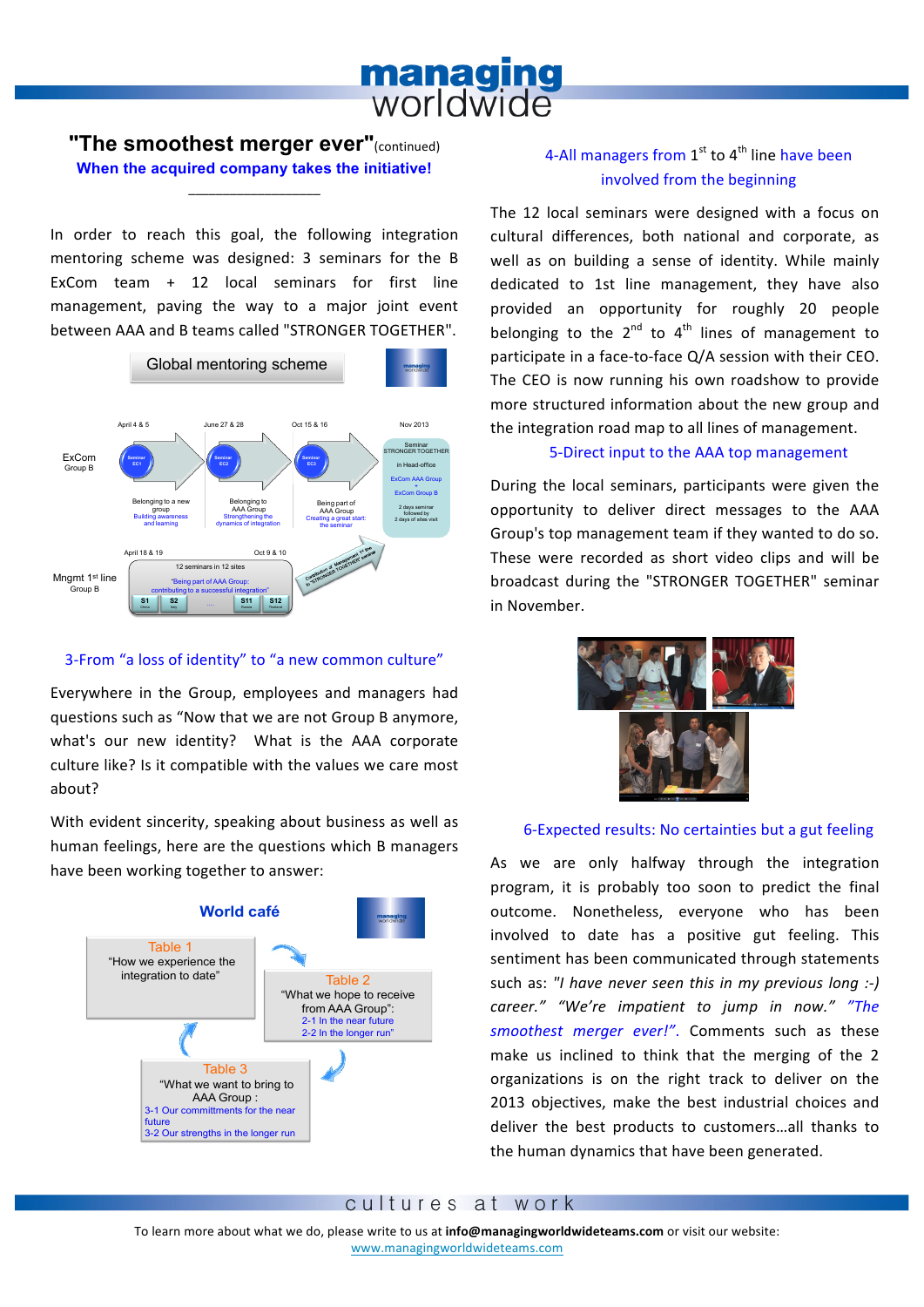# "The smoothest merger ever" (continued)

## When the acquired company takes the initiative!

---

In order to reach this goal, the following integration mentoring scheme was designed: 3 seminars for the B ExCom team + 12 local seminars for first line management, paving the way to a major joint event between AAA and B teams called "STRONGER TOGETHER".

Global mentoring scheme

April 4 & 5
June 27 & 28
Oct 15 & 16
Nov 2013

ExCom
Group B

Seminar EC1
Belonging to a new group
Building awareness and learning

Seminar EC2
Belonging to AAA Group
Strengthening the dynamics of integration

Seminar EC3
Being part of AAA Group
Creating a great start: the seminar

Seminar
STRONGER TOGETHER
in Head-office
ExCom AAA Group
+
ExCom Group B
2 days seminar followed by 2 days of sites visit

April 18 & 19
Oct 9 & 10

Mngmt 1st line
Group B

12 seminars in 12 sites
"Being part of AAA Group: contributing to a successful integration"
S1 S2 ..... S11 S12

Contribution of Management 1st line to "STRONGER TOGETHER" seminar

### 3-From "a loss of identity" to "a new common culture"

Everywhere in the Group, employees and managers had questions such as "Now that we are not Group B anymore, what's our new identity? What is the AAA corporate culture like? Is it compatible with the values we care most about?

With evident sincerity, speaking about business as well as human feelings, here are the questions which B managers have been working together to answer:

World café

Table 1
"How we experience the integration to date"

Table 2
"What we hope to receive from AAA Group":
2-1 In the near future
2-2 In the longer run"

Table 3
"What we want to bring to AAA Group :
3-1 Our committments for the near future
3-2 Our strengths in the longer run

### 4-All managers from 1st to 4th line have been involved from the beginning

The 12 local seminars were designed with a focus on cultural differences, both national and corporate, as well as on building a sense of identity. While mainly dedicated to 1st line management, they have also provided an opportunity for roughly 20 people belonging to the 2nd to 4th lines of management to participate in a face-to-face Q/A session with their CEO. The CEO is now running his own roadshow to provide more structured information about the new group and the integration road map to all lines of management.

### 5-Direct input to the AAA top management

During the local seminars, participants were given the opportunity to deliver direct messages to the AAA Group's top management team if they wanted to do so. These were recorded as short video clips and will be broadcast during the "STRONGER TOGETHER" seminar in November.

### 6-Expected results: No certainties but a gut feeling

As we are only halfway through the integration program, it is probably too soon to predict the final outcome. Nonetheless, everyone who has been involved to date has a positive gut feeling. This sentiment has been communicated through statements such as: *"I have never seen this in my previous long :-) career." "We're impatient to jump in now." "The smoothest merger ever!"*. Comments such as these make us inclined to think that the merging of the 2 organizations is on the right track to deliver on the 2013 objectives, make the best industrial choices and deliver the best products to customers…all thanks to the human dynamics that have been generated.

cultures at work

To learn more about what we do, please write to us at **info@managingworldwideteams.com** or visit our website: www.managingworldwideteams.com